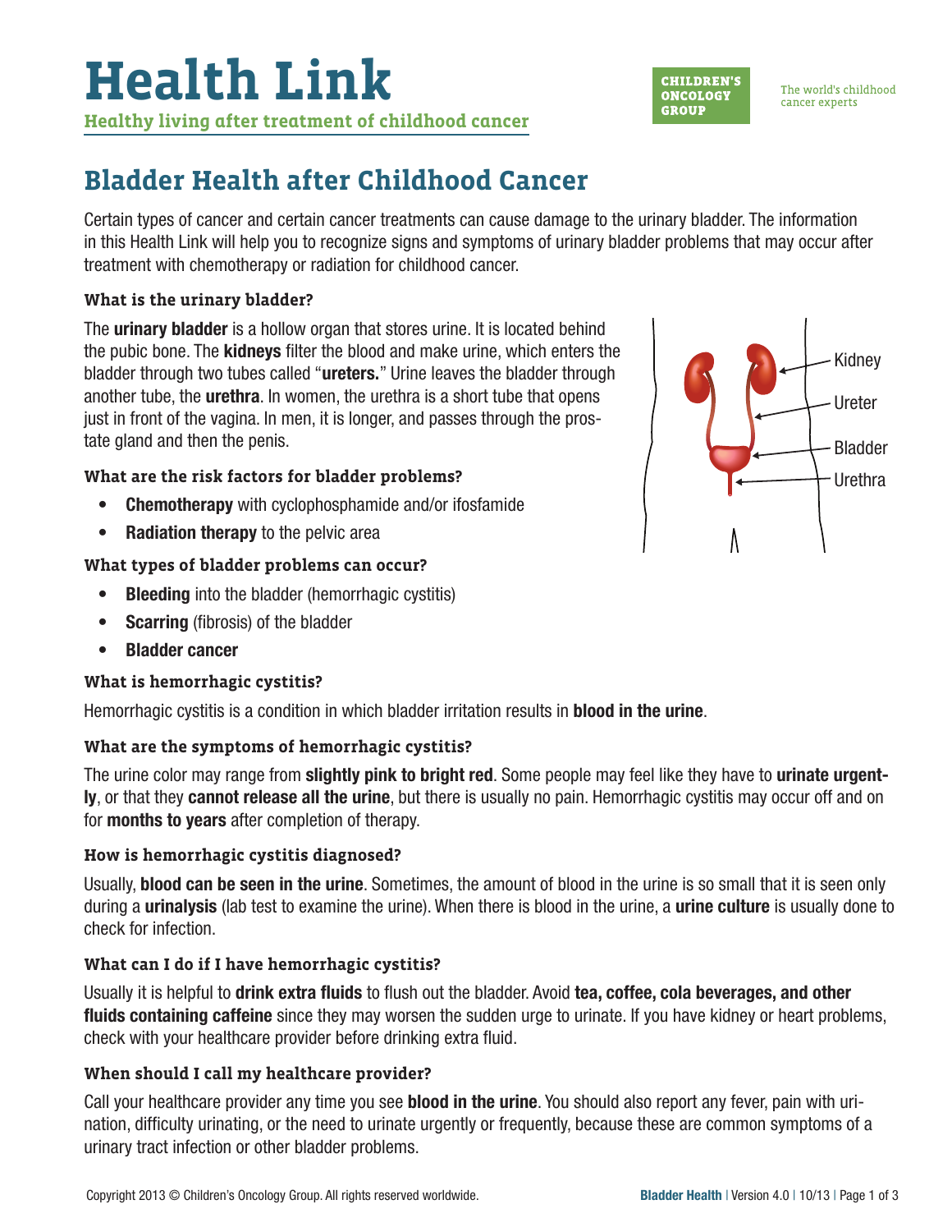# Health Link

**Healthy living after treatment of childhood cancer**

CHILDREN'S ONCOLOGY GROUP

The world's childhood cancer experts

## Bladder Health after Childhood Cancer

Certain types of cancer and certain cancer treatments can cause damage to the urinary bladder. The information in this Health Link will help you to recognize signs and symptoms of urinary bladder problems that may occur after treatment with chemotherapy or radiation for childhood cancer.

### What is the urinary bladder?

The **urinary bladder** is a hollow organ that stores urine. It is located behind the pubic bone. The **kidneys** filter the blood and make urine, which enters the bladder through two tubes called "**ureters.**" Urine leaves the bladder through another tube, the **urethra**. In women, the urethra is a short tube that opens just in front of the vagina. In men, it is longer, and passes through the prostate gland and then the penis.

Kidney
Ureter
Bladder
Urethra

### What are the risk factors for bladder problems?

- **Chemotherapy** with cyclophosphamide and/or ifosfamide
- **Radiation therapy** to the pelvic area

### What types of bladder problems can occur?

- **Bleeding** into the bladder (hemorrhagic cystitis)
- **Scarring** (fibrosis) of the bladder
- **Bladder cancer**

### What is hemorrhagic cystitis?

Hemorrhagic cystitis is a condition in which bladder irritation results in **blood in the urine**.

### What are the symptoms of hemorrhagic cystitis?

The urine color may range from **slightly pink to bright red**. Some people may feel like they have to **urinate urgently**, or that they **cannot release all the urine**, but there is usually no pain. Hemorrhagic cystitis may occur off and on for **months to years** after completion of therapy.

### How is hemorrhagic cystitis diagnosed?

Usually, **blood can be seen in the urine**. Sometimes, the amount of blood in the urine is so small that it is seen only during a **urinalysis** (lab test to examine the urine). When there is blood in the urine, a **urine culture** is usually done to check for infection.

### What can I do if I have hemorrhagic cystitis?

Usually it is helpful to **drink extra fluids** to flush out the bladder. Avoid **tea, coffee, cola beverages, and other fluids containing caffeine** since they may worsen the sudden urge to urinate. If you have kidney or heart problems, check with your healthcare provider before drinking extra fluid.

### When should I call my healthcare provider?

Call your healthcare provider any time you see **blood in the urine**. You should also report any fever, pain with urination, difficulty urinating, or the need to urinate urgently or frequently, because these are common symptoms of a urinary tract infection or other bladder problems.

Copyright 2013 © Children's Oncology Group. All rights reserved worldwide.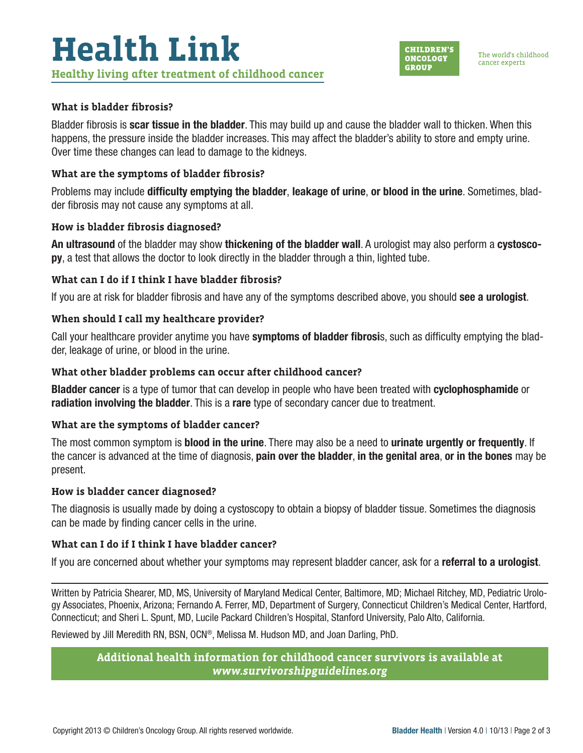### What is bladder fibrosis?

Bladder fibrosis is **scar tissue in the bladder**. This may build up and cause the bladder wall to thicken. When this happens, the pressure inside the bladder increases. This may affect the bladder's ability to store and empty urine. Over time these changes can lead to damage to the kidneys.

### What are the symptoms of bladder fibrosis?

Problems may include **difficulty emptying the bladder**, **leakage of urine**, **or blood in the urine**. Sometimes, bladder fibrosis may not cause any symptoms at all.

### How is bladder fibrosis diagnosed?

**An ultrasound** of the bladder may show **thickening of the bladder wall**. A urologist may also perform a **cystoscopy**, a test that allows the doctor to look directly in the bladder through a thin, lighted tube.

### What can I do if I think I have bladder fibrosis?

If you are at risk for bladder fibrosis and have any of the symptoms described above, you should **see a urologist**.

### When should I call my healthcare provider?

Call your healthcare provider anytime you have **symptoms of bladder fibrosis**, such as difficulty emptying the bladder, leakage of urine, or blood in the urine.

### What other bladder problems can occur after childhood cancer?

**Bladder cancer** is a type of tumor that can develop in people who have been treated with **cyclophosphamide** or **radiation involving the bladder**. This is a **rare** type of secondary cancer due to treatment.

### What are the symptoms of bladder cancer?

The most common symptom is **blood in the urine**. There may also be a need to **urinate urgently or frequently**. If the cancer is advanced at the time of diagnosis, **pain over the bladder**, **in the genital area**, **or in the bones** may be present.

### How is bladder cancer diagnosed?

The diagnosis is usually made by doing a cystoscopy to obtain a biopsy of bladder tissue. Sometimes the diagnosis can be made by finding cancer cells in the urine.

### What can I do if I think I have bladder cancer?

If you are concerned about whether your symptoms may represent bladder cancer, ask for a **referral to a urologist**.

---

Written by Patricia Shearer, MD, MS, University of Maryland Medical Center, Baltimore, MD; Michael Ritchey, MD, Pediatric Urology Associates, Phoenix, Arizona; Fernando A. Ferrer, MD, Department of Surgery, Connecticut Children's Medical Center, Hartford, Connecticut; and Sheri L. Spunt, MD, Lucile Packard Children's Hospital, Stanford University, Palo Alto, California.

Reviewed by Jill Meredith RN, BSN, OCN®, Melissa M. Hudson MD, and Joan Darling, PhD.

**Additional health information for childhood cancer survivors is available at *www.survivorshipguidelines.org***

Copyright 2013 © Children's Oncology Group. All rights reserved worldwide.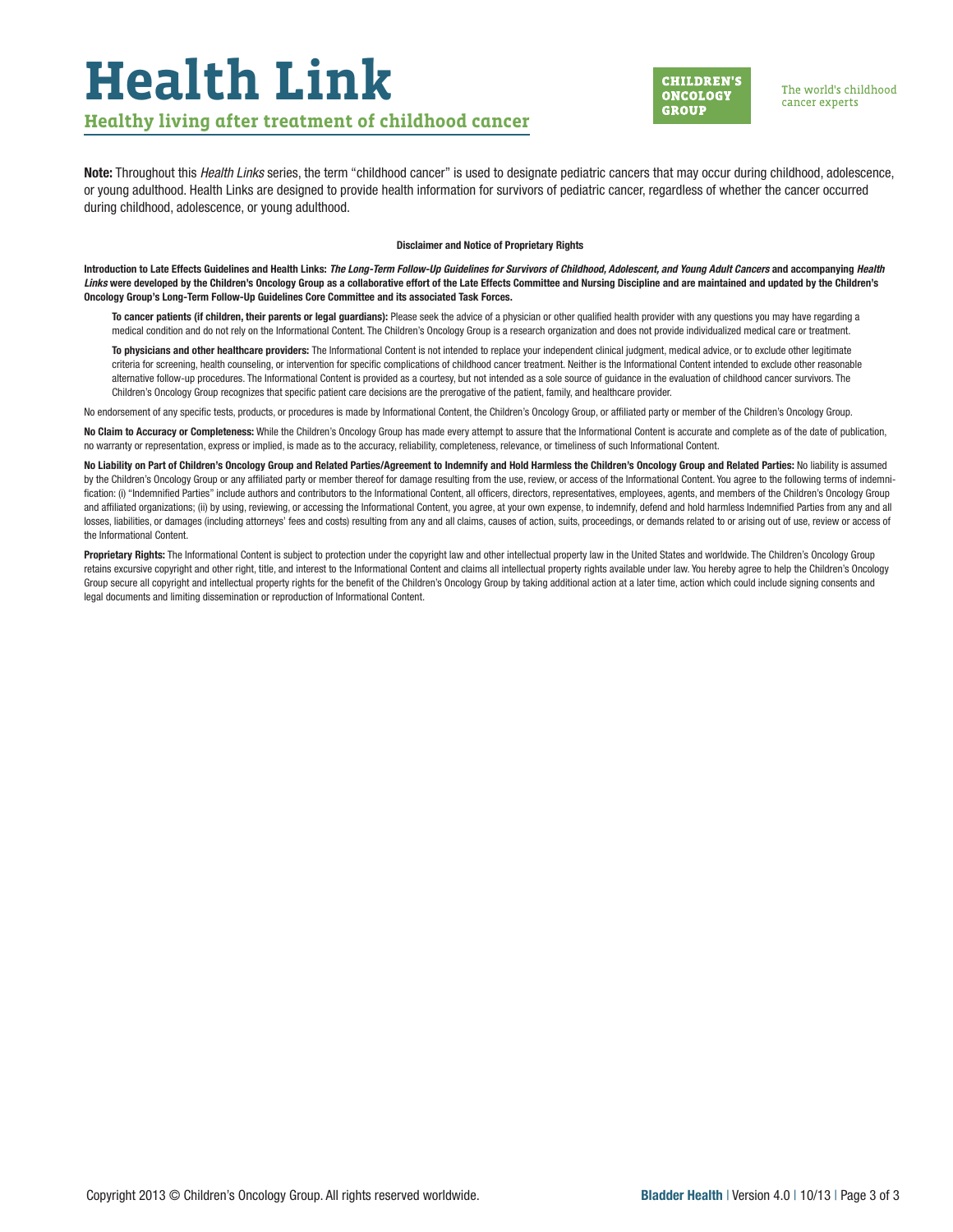**Note:** Throughout this *Health Links* series, the term "childhood cancer" is used to designate pediatric cancers that may occur during childhood, adolescence, or young adulthood. Health Links are designed to provide health information for survivors of pediatric cancer, regardless of whether the cancer occurred during childhood, adolescence, or young adulthood.

**Disclaimer and Notice of Proprietary Rights**

**Introduction to Late Effects Guidelines and Health Links:** ***The Long-Term Follow-Up Guidelines for Survivors of Childhood, Adolescent, and Young Adult Cancers*** **and accompanying** ***Health Links*** **were developed by the Children's Oncology Group as a collaborative effort of the Late Effects Committee and Nursing Discipline and are maintained and updated by the Children's Oncology Group's Long-Term Follow-Up Guidelines Core Committee and its associated Task Forces.**

**To cancer patients (if children, their parents or legal guardians):** Please seek the advice of a physician or other qualified health provider with any questions you may have regarding a medical condition and do not rely on the Informational Content. The Children's Oncology Group is a research organization and does not provide individualized medical care or treatment.

**To physicians and other healthcare providers:** The Informational Content is not intended to replace your independent clinical judgment, medical advice, or to exclude other legitimate criteria for screening, health counseling, or intervention for specific complications of childhood cancer treatment. Neither is the Informational Content intended to exclude other reasonable alternative follow-up procedures. The Informational Content is provided as a courtesy, but not intended as a sole source of guidance in the evaluation of childhood cancer survivors. The Children's Oncology Group recognizes that specific patient care decisions are the prerogative of the patient, family, and healthcare provider.

No endorsement of any specific tests, products, or procedures is made by Informational Content, the Children's Oncology Group, or affiliated party or member of the Children's Oncology Group.

**No Claim to Accuracy or Completeness:** While the Children's Oncology Group has made every attempt to assure that the Informational Content is accurate and complete as of the date of publication, no warranty or representation, express or implied, is made as to the accuracy, reliability, completeness, relevance, or timeliness of such Informational Content.

**No Liability on Part of Children's Oncology Group and Related Parties/Agreement to Indemnify and Hold Harmless the Children's Oncology Group and Related Parties:** No liability is assumed by the Children's Oncology Group or any affiliated party or member thereof for damage resulting from the use, review, or access of the Informational Content. You agree to the following terms of indemnification: (i) "Indemnified Parties" include authors and contributors to the Informational Content, all officers, directors, representatives, employees, agents, and members of the Children's Oncology Group and affiliated organizations; (ii) by using, reviewing, or accessing the Informational Content, you agree, at your own expense, to indemnify, defend and hold harmless Indemnified Parties from any and all losses, liabilities, or damages (including attorneys' fees and costs) resulting from any and all claims, causes of action, suits, proceedings, or demands related to or arising out of use, review or access of the Informational Content.

**Proprietary Rights:** The Informational Content is subject to protection under the copyright law and other intellectual property law in the United States and worldwide. The Children's Oncology Group retains excursive copyright and other right, title, and interest to the Informational Content and claims all intellectual property rights available under law. You hereby agree to help the Children's Oncology Group secure all copyright and intellectual property rights for the benefit of the Children's Oncology Group by taking additional action at a later time, action which could include signing consents and legal documents and limiting dissemination or reproduction of Informational Content.